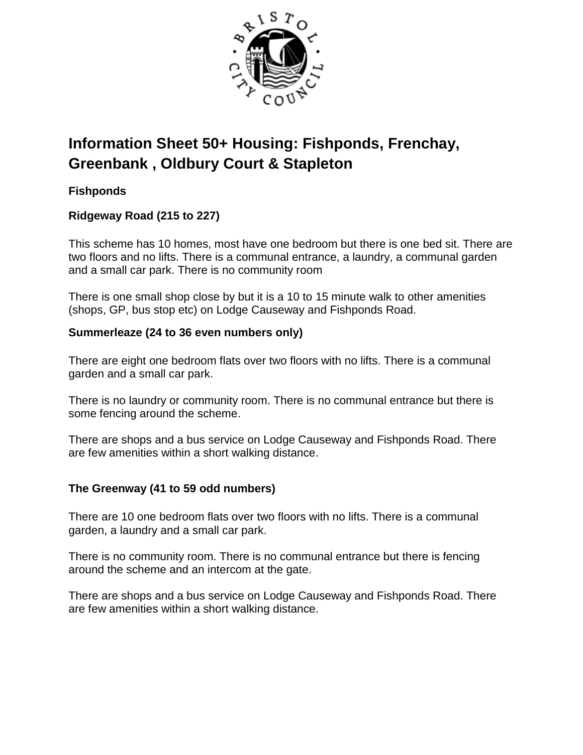# Information Sheet 50+ Housing: Fishponds, Frenchay, Greenbank , Oldbury Court & Stapleton

## Fishponds

### Ridgeway Road (215 to 227)

This scheme has 10 homes, most have one bedroom but there is one bed sit. There are two floors and no lifts. There is a communal entrance, a laundry, a communal garden and a small car park. There is no community room

There is one small shop close by but it is a 10 to 15 minute walk to other amenities (shops, GP, bus stop etc) on Lodge Causeway and Fishponds Road.

### Summerleaze (24 to 36 even numbers only)

There are eight one bedroom flats over two floors with no lifts. There is a communal garden and a small car park.

There is no laundry or community room. There is no communal entrance but there is some fencing around the scheme.

There are shops and a bus service on Lodge Causeway and Fishponds Road. There are few amenities within a short walking distance.

### The Greenway (41 to 59 odd numbers)

There are 10 one bedroom flats over two floors with no lifts. There is a communal garden, a laundry and a small car park.

There is no community room. There is no communal entrance but there is fencing around the scheme and an intercom at the gate.

There are shops and a bus service on Lodge Causeway and Fishponds Road. There are few amenities within a short walking distance.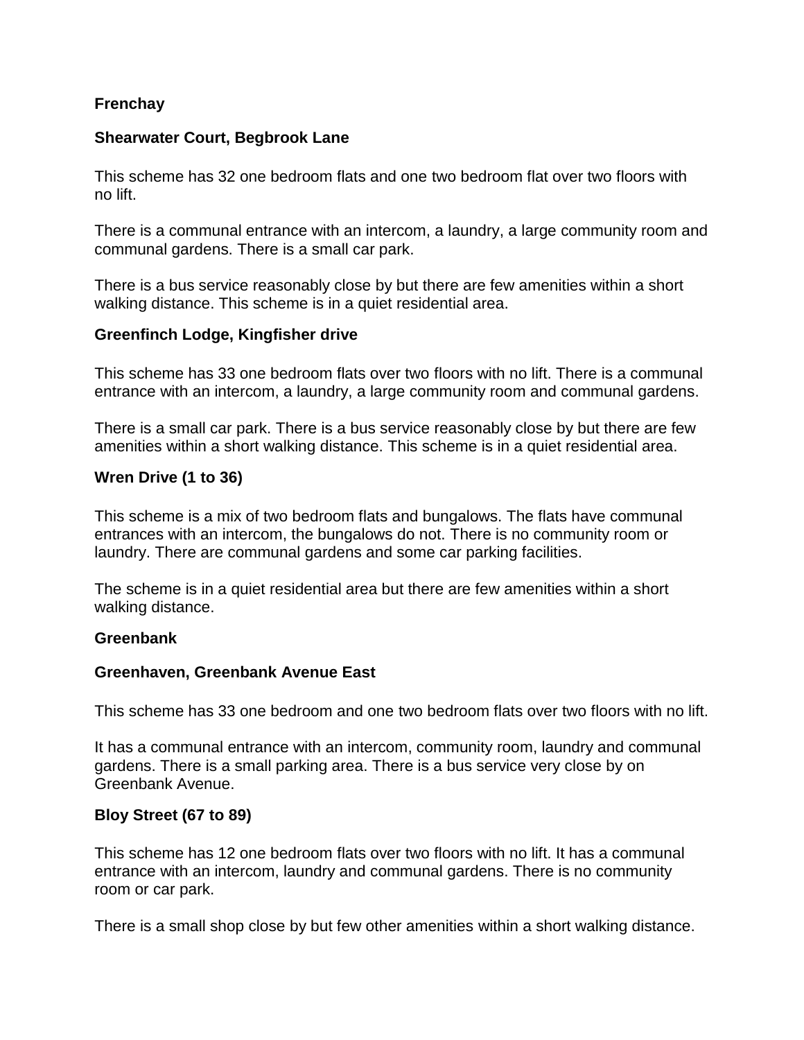## Frenchay

### Shearwater Court, Begbrook Lane

This scheme has 32 one bedroom flats and one two bedroom flat over two floors with no lift.

There is a communal entrance with an intercom, a laundry, a large community room and communal gardens. There is a small car park.

There is a bus service reasonably close by but there are few amenities within a short walking distance. This scheme is in a quiet residential area.

### Greenfinch Lodge, Kingfisher drive

This scheme has 33 one bedroom flats over two floors with no lift. There is a communal entrance with an intercom, a laundry, a large community room and communal gardens.

There is a small car park. There is a bus service reasonably close by but there are few amenities within a short walking distance. This scheme is in a quiet residential area.

### Wren Drive (1 to 36)

This scheme is a mix of two bedroom flats and bungalows. The flats have communal entrances with an intercom, the bungalows do not. There is no community room or laundry. There are communal gardens and some car parking facilities.

The scheme is in a quiet residential area but there are few amenities within a short walking distance.

## Greenbank

### Greenhaven, Greenbank Avenue East

This scheme has 33 one bedroom and one two bedroom flats over two floors with no lift.

It has a communal entrance with an intercom, community room, laundry and communal gardens. There is a small parking area. There is a bus service very close by on Greenbank Avenue.

### Bloy Street (67 to 89)

This scheme has 12 one bedroom flats over two floors with no lift. It has a communal entrance with an intercom, laundry and communal gardens. There is no community room or car park.

There is a small shop close by but few other amenities within a short walking distance.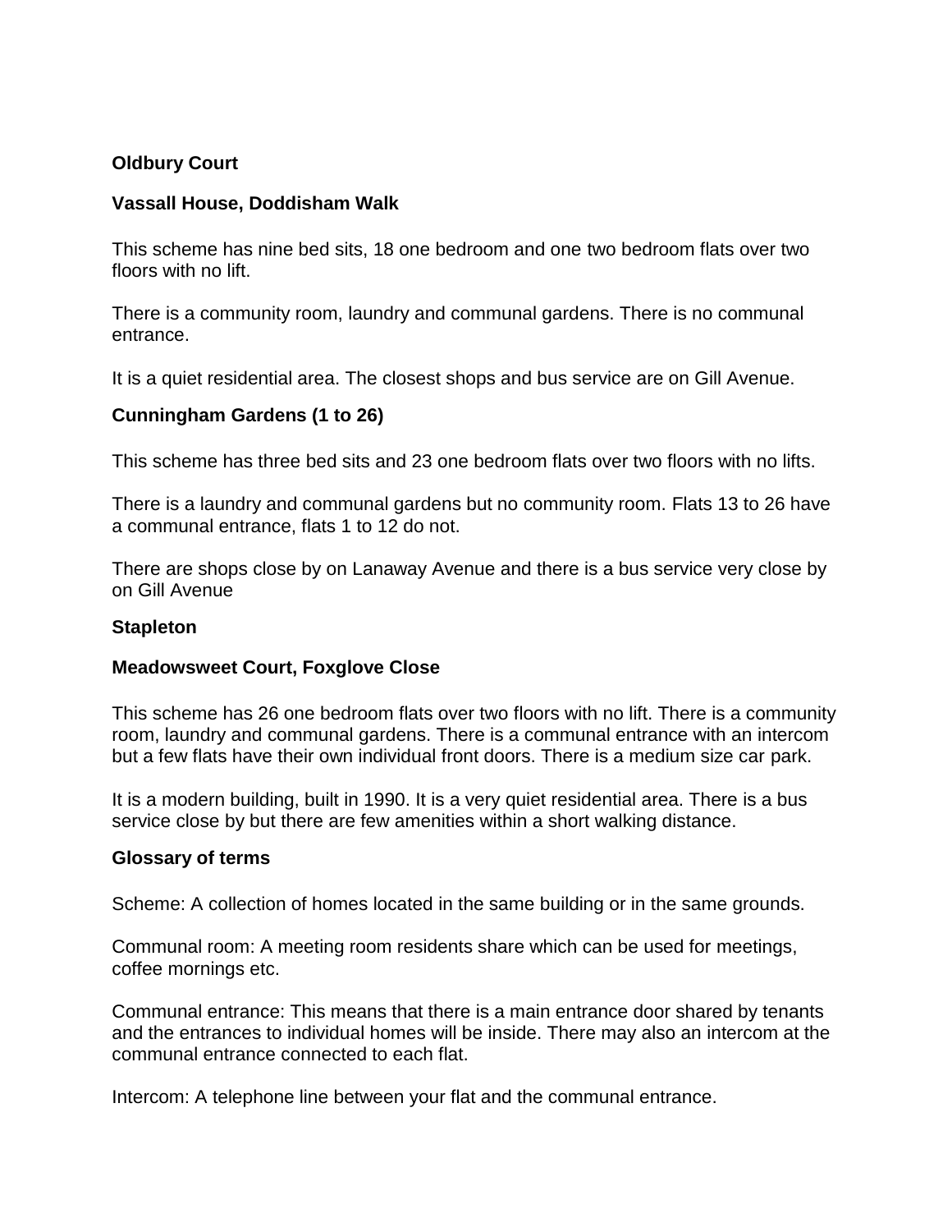**Oldbury Court**

**Vassall House, Doddisham Walk**

This scheme has nine bed sits, 18 one bedroom and one two bedroom flats over two floors with no lift.

There is a community room, laundry and communal gardens. There is no communal entrance.

It is a quiet residential area. The closest shops and bus service are on Gill Avenue.

**Cunningham Gardens (1 to 26)**

This scheme has three bed sits and 23 one bedroom flats over two floors with no lifts.

There is a laundry and communal gardens but no community room. Flats 13 to 26 have a communal entrance, flats 1 to 12 do not.

There are shops close by on Lanaway Avenue and there is a bus service very close by on Gill Avenue

**Stapleton**

**Meadowsweet Court, Foxglove Close**

This scheme has 26 one bedroom flats over two floors with no lift. There is a community room, laundry and communal gardens. There is a communal entrance with an intercom but a few flats have their own individual front doors. There is a medium size car park.

It is a modern building, built in 1990. It is a very quiet residential area. There is a bus service close by but there are few amenities within a short walking distance.

**Glossary of terms**

Scheme: A collection of homes located in the same building or in the same grounds.

Communal room: A meeting room residents share which can be used for meetings, coffee mornings etc.

Communal entrance: This means that there is a main entrance door shared by tenants and the entrances to individual homes will be inside. There may also an intercom at the communal entrance connected to each flat.

Intercom: A telephone line between your flat and the communal entrance.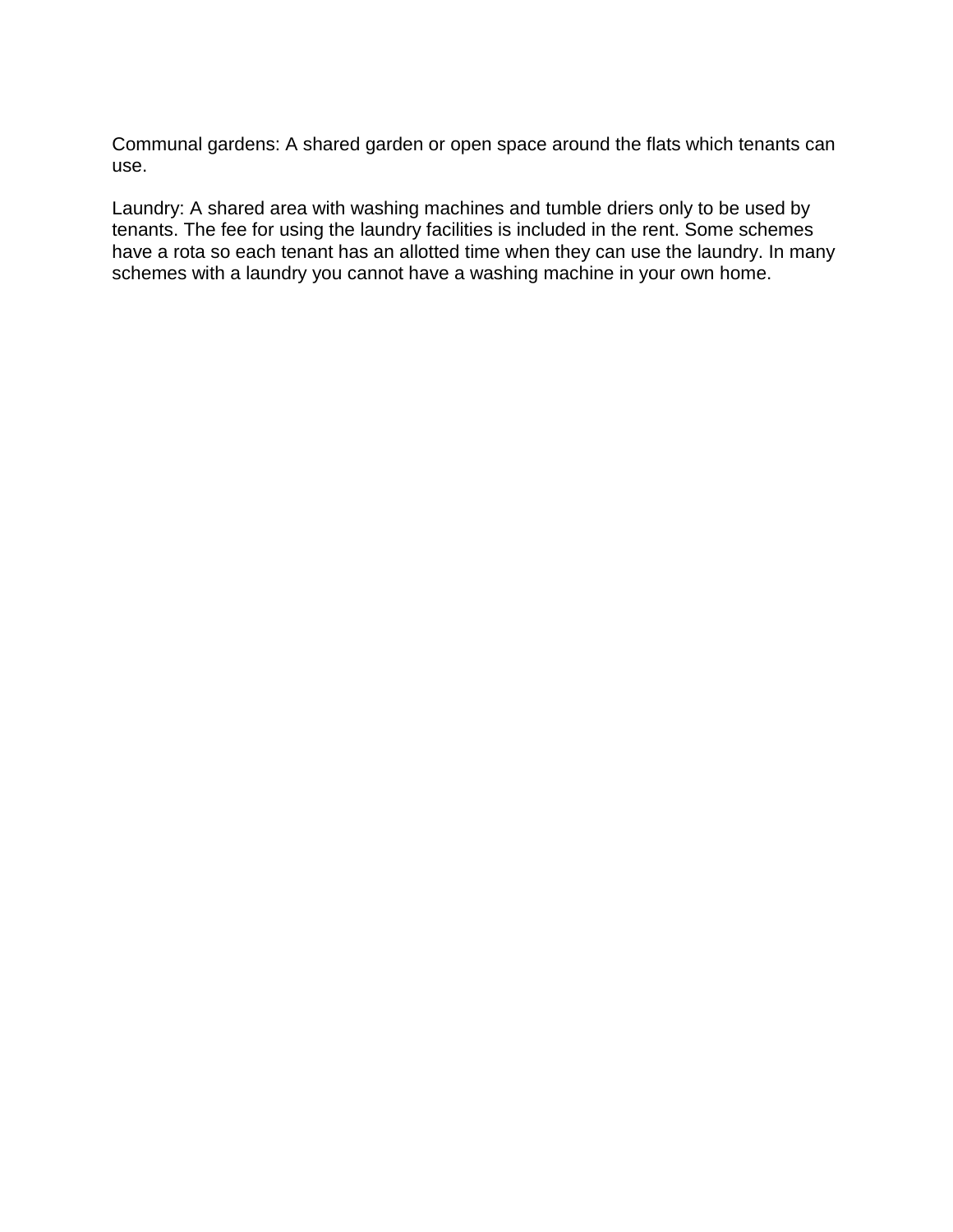Communal gardens: A shared garden or open space around the flats which tenants can use.

Laundry: A shared area with washing machines and tumble driers only to be used by tenants. The fee for using the laundry facilities is included in the rent. Some schemes have a rota so each tenant has an allotted time when they can use the laundry. In many schemes with a laundry you cannot have a washing machine in your own home.